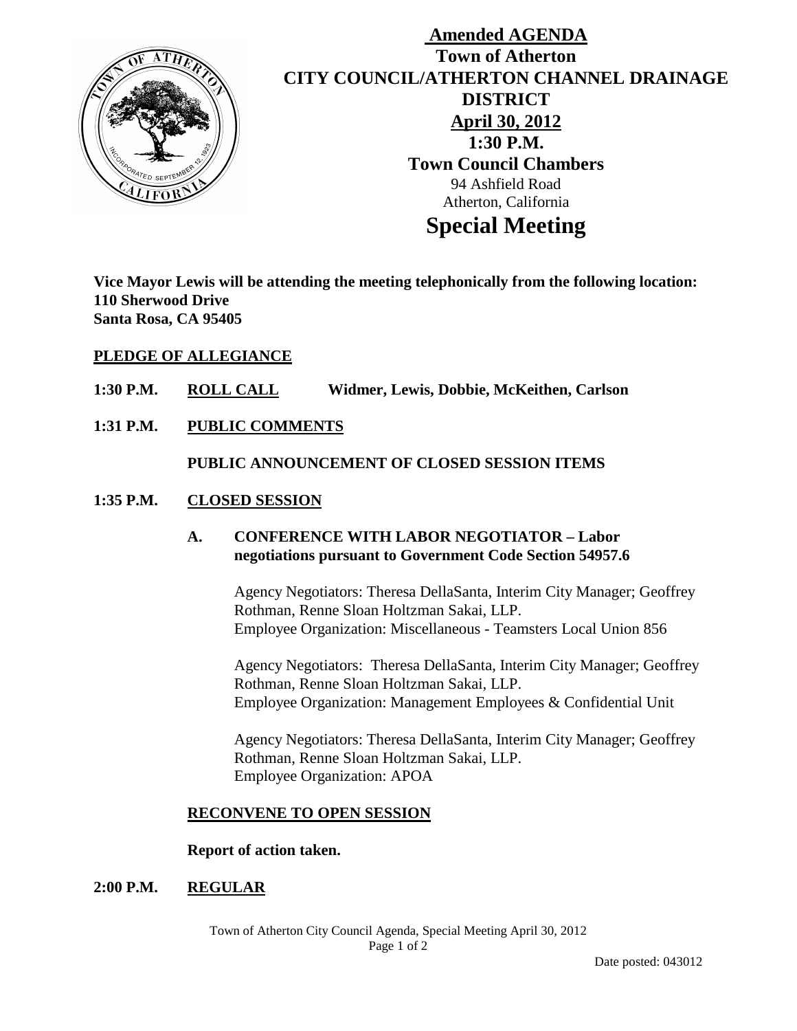# Amended AGENDA

## Town of Atherton
## CITY COUNCIL/ATHERTON CHANNEL DRAINAGE DISTRICT

**April 30, 2012**
**1:30 P.M.**
**Town Council Chambers**
94 Ashfield Road
Atherton, California

# Special Meeting

**Vice Mayor Lewis will be attending the meeting telephonically from the following location:**
**110 Sherwood Drive**
**Santa Rosa, CA 95405**

**PLEDGE OF ALLEGIANCE**

**1:30 P.M. ROLL CALL Widmer, Lewis, Dobbie, McKeithen, Carlson**

**1:31 P.M. PUBLIC COMMENTS**

**PUBLIC ANNOUNCEMENT OF CLOSED SESSION ITEMS**

**1:35 P.M. CLOSED SESSION**

**A. CONFERENCE WITH LABOR NEGOTIATOR – Labor negotiations pursuant to Government Code Section 54957.6**

Agency Negotiators: Theresa DellaSanta, Interim City Manager; Geoffrey Rothman, Renne Sloan Holtzman Sakai, LLP.
Employee Organization: Miscellaneous - Teamsters Local Union 856

Agency Negotiators: Theresa DellaSanta, Interim City Manager; Geoffrey Rothman, Renne Sloan Holtzman Sakai, LLP.
Employee Organization: Management Employees & Confidential Unit

Agency Negotiators: Theresa DellaSanta, Interim City Manager; Geoffrey Rothman, Renne Sloan Holtzman Sakai, LLP.
Employee Organization: APOA

**RECONVENE TO OPEN SESSION**

**Report of action taken.**

**2:00 P.M. REGULAR**

Date posted: 043012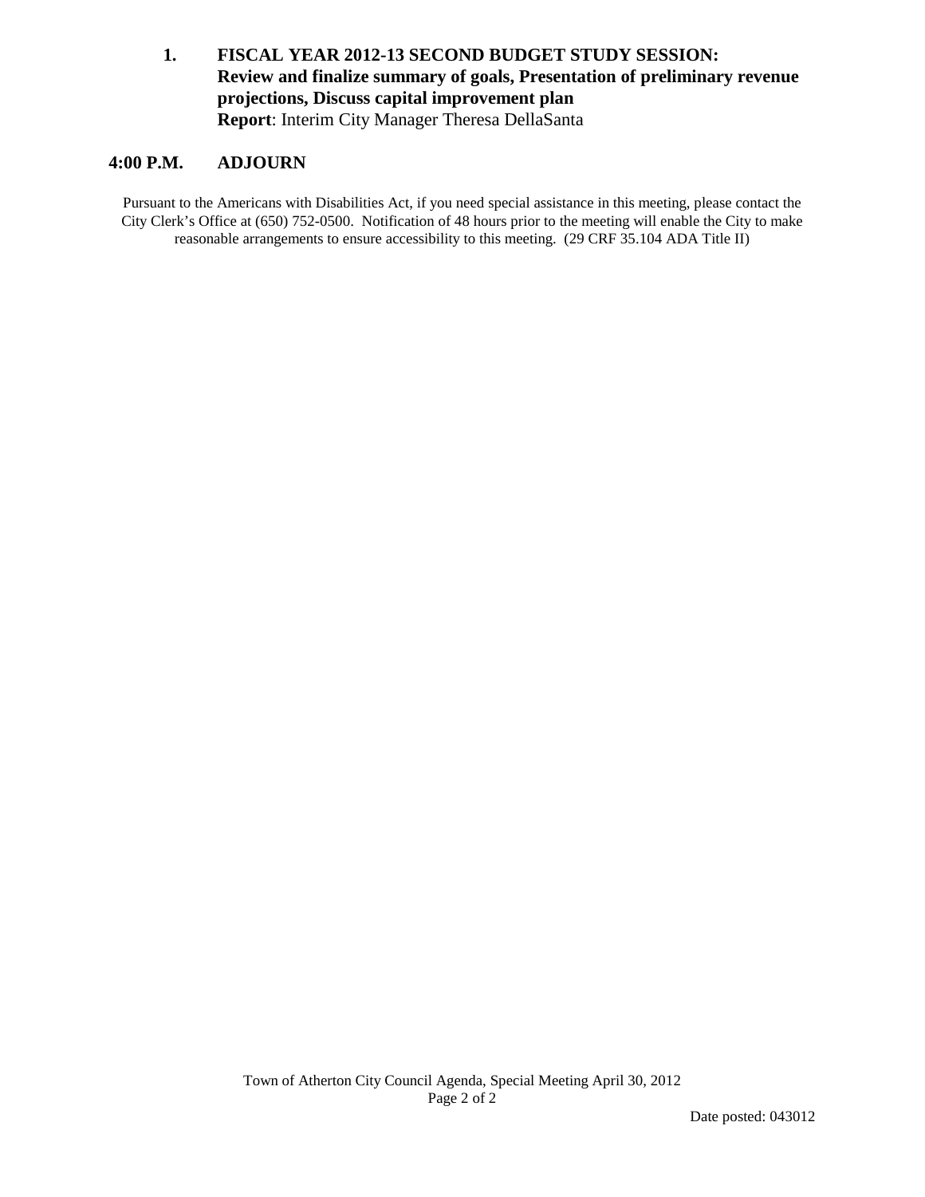**1. FISCAL YEAR 2012-13 SECOND BUDGET STUDY SESSION: Review and finalize summary of goals, Presentation of preliminary revenue projections, Discuss capital improvement plan**
**Report**: Interim City Manager Theresa DellaSanta

## 4:00 P.M. ADJOURN

Pursuant to the Americans with Disabilities Act, if you need special assistance in this meeting, please contact the City Clerk's Office at (650) 752-0500. Notification of 48 hours prior to the meeting will enable the City to make reasonable arrangements to ensure accessibility to this meeting. (29 CRF 35.104 ADA Title II)

Date posted: 043012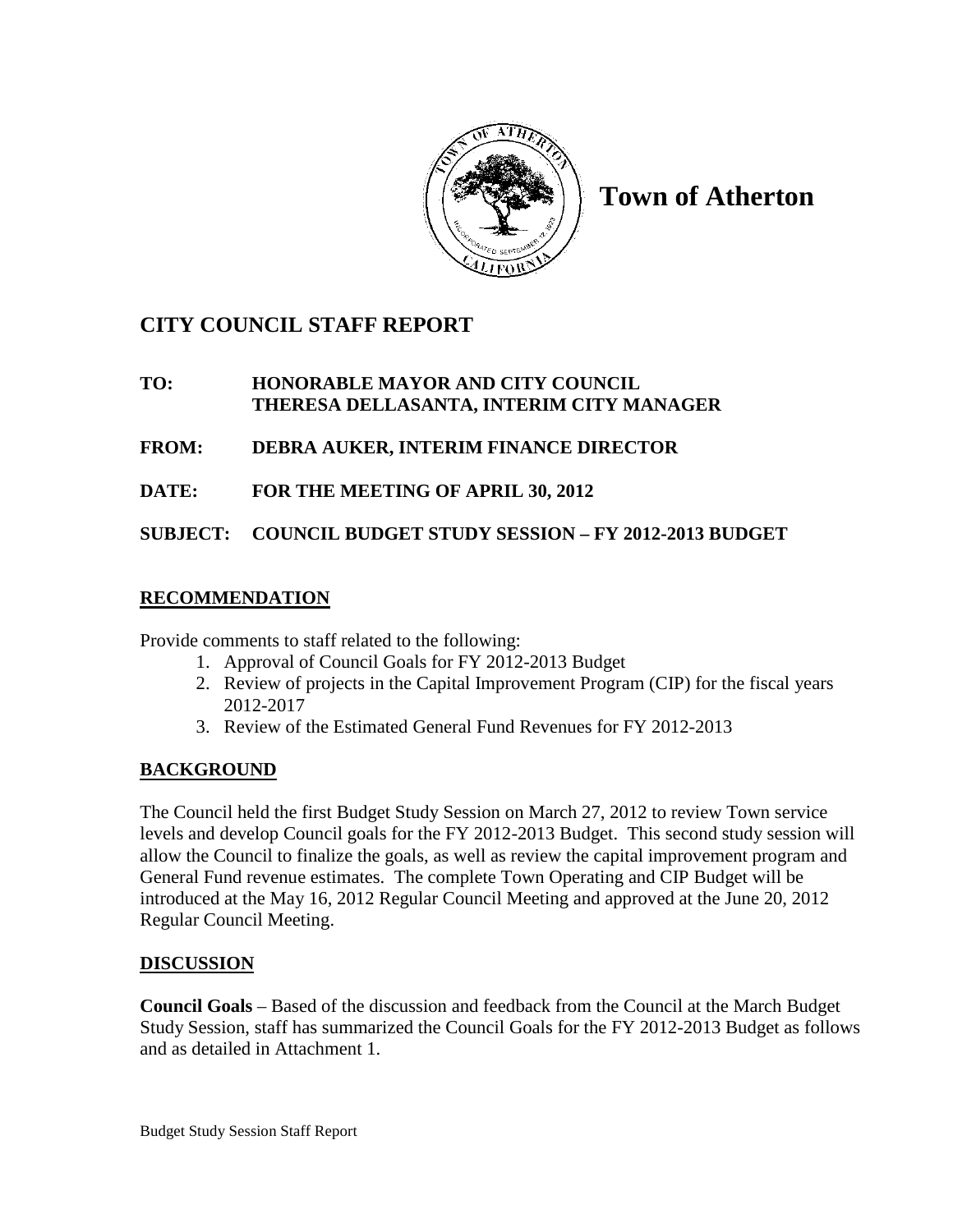# Town of Atherton

## CITY COUNCIL STAFF REPORT

**TO: HONORABLE MAYOR AND CITY COUNCIL**
**THERESA DELLASANTA, INTERIM CITY MANAGER**

**FROM: DEBRA AUKER, INTERIM FINANCE DIRECTOR**

**DATE: FOR THE MEETING OF APRIL 30, 2012**

**SUBJECT: COUNCIL BUDGET STUDY SESSION – FY 2012-2013 BUDGET**

### RECOMMENDATION

Provide comments to staff related to the following:

1. Approval of Council Goals for FY 2012-2013 Budget
2. Review of projects in the Capital Improvement Program (CIP) for the fiscal years 2012-2017
3. Review of the Estimated General Fund Revenues for FY 2012-2013

### BACKGROUND

The Council held the first Budget Study Session on March 27, 2012 to review Town service levels and develop Council goals for the FY 2012-2013 Budget. This second study session will allow the Council to finalize the goals, as well as review the capital improvement program and General Fund revenue estimates. The complete Town Operating and CIP Budget will be introduced at the May 16, 2012 Regular Council Meeting and approved at the June 20, 2012 Regular Council Meeting.

### DISCUSSION

**Council Goals** – Based of the discussion and feedback from the Council at the March Budget Study Session, staff has summarized the Council Goals for the FY 2012-2013 Budget as follows and as detailed in Attachment 1.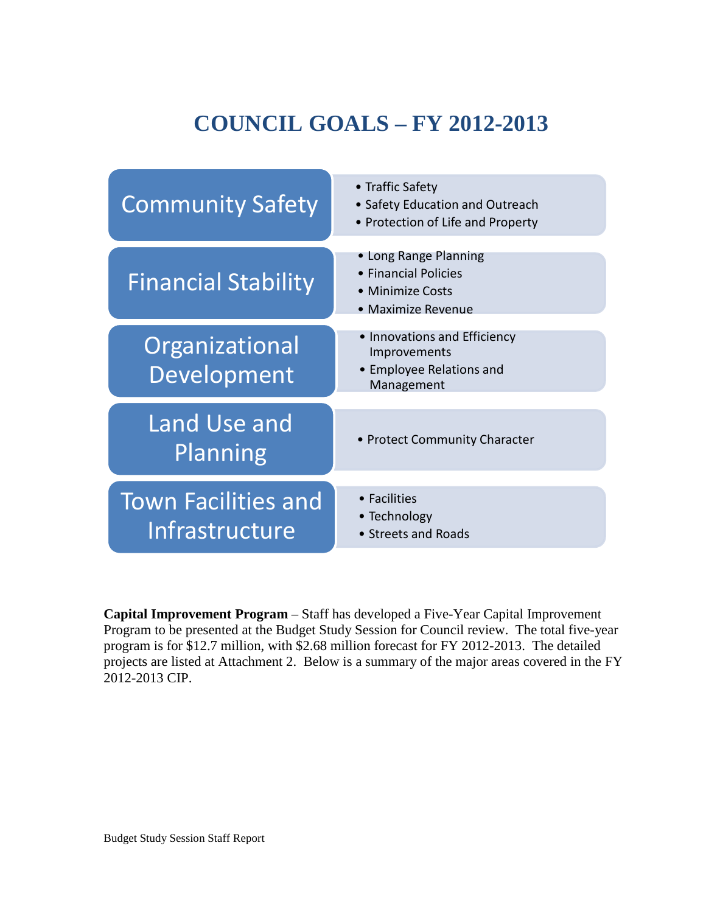# COUNCIL GOALS – FY 2012-2013

| Goal | Objectives |
|---|---|
| Community Safety | • Traffic Safety<br>• Safety Education and Outreach<br>• Protection of Life and Property |
| Financial Stability | • Long Range Planning<br>• Financial Policies<br>• Minimize Costs<br>• Maximize Revenue |
| Organizational Development | • Innovations and Efficiency Improvements<br>• Employee Relations and Management |
| Land Use and Planning | • Protect Community Character |
| Town Facilities and Infrastructure | • Facilities<br>• Technology<br>• Streets and Roads |

**Capital Improvement Program** – Staff has developed a Five-Year Capital Improvement Program to be presented at the Budget Study Session for Council review. The total five-year program is for $12.7 million, with $2.68 million forecast for FY 2012-2013. The detailed projects are listed at Attachment 2. Below is a summary of the major areas covered in the FY 2012-2013 CIP.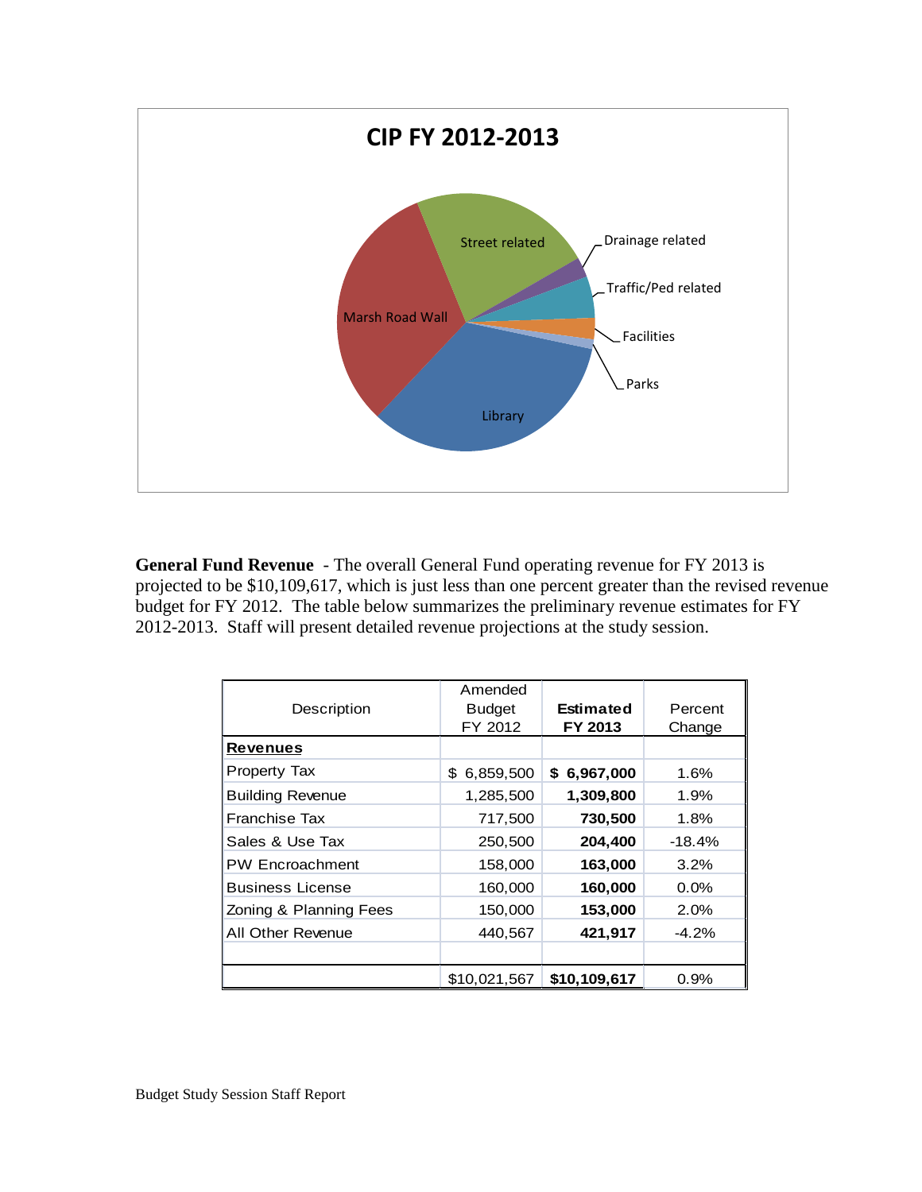**CIP FY 2012-2013**

Street related, Drainage related, Traffic/Ped related, Facilities, Parks, Library, Marsh Road Wall

**General Fund Revenue** - The overall General Fund operating revenue for FY 2013 is projected to be $10,109,617, which is just less than one percent greater than the revised revenue budget for FY 2012. The table below summarizes the preliminary revenue estimates for FY 2012-2013. Staff will present detailed revenue projections at the study session.

| Description | Amended Budget FY 2012 | **Estimated FY 2013** | Percent Change |
|---|---|---|---|
| **Revenues** | | | |
| Property Tax | $ 6,859,500 | **$ 6,967,000** | 1.6% |
| Building Revenue | 1,285,500 | **1,309,800** | 1.9% |
| Franchise Tax | 717,500 | **730,500** | 1.8% |
| Sales & Use Tax | 250,500 | **204,400** | -18.4% |
| PW Encroachment | 158,000 | **163,000** | 3.2% |
| Business License | 160,000 | **160,000** | 0.0% |
| Zoning & Planning Fees | 150,000 | **153,000** | 2.0% |
| All Other Revenue | 440,567 | **421,917** | -4.2% |
| | | | |
| | $10,021,567 | **$10,109,617** | 0.9% |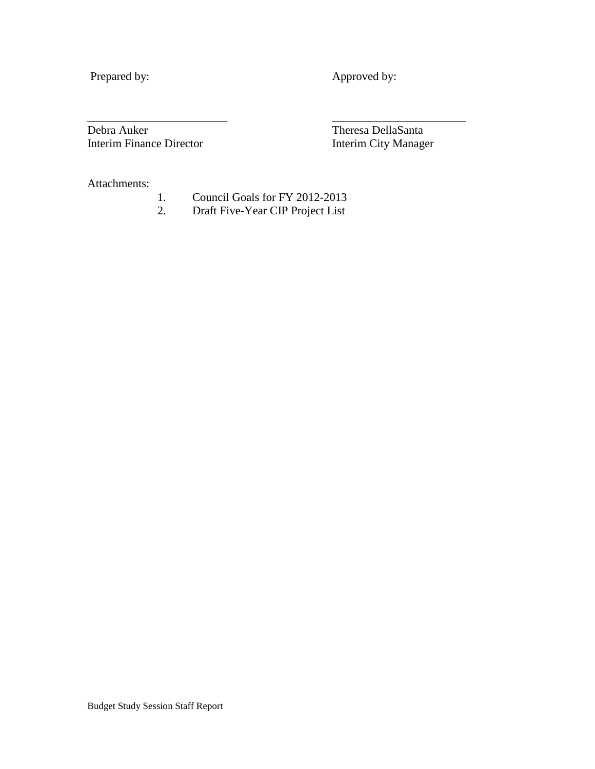| Prepared by: | Approved by: |
|---|---|
| | |
| ________________________ | ________________________ |
| Debra Auker | Theresa DellaSanta |
| Interim Finance Director | Interim City Manager |

Attachments:

1. Council Goals for FY 2012-2013
2. Draft Five-Year CIP Project List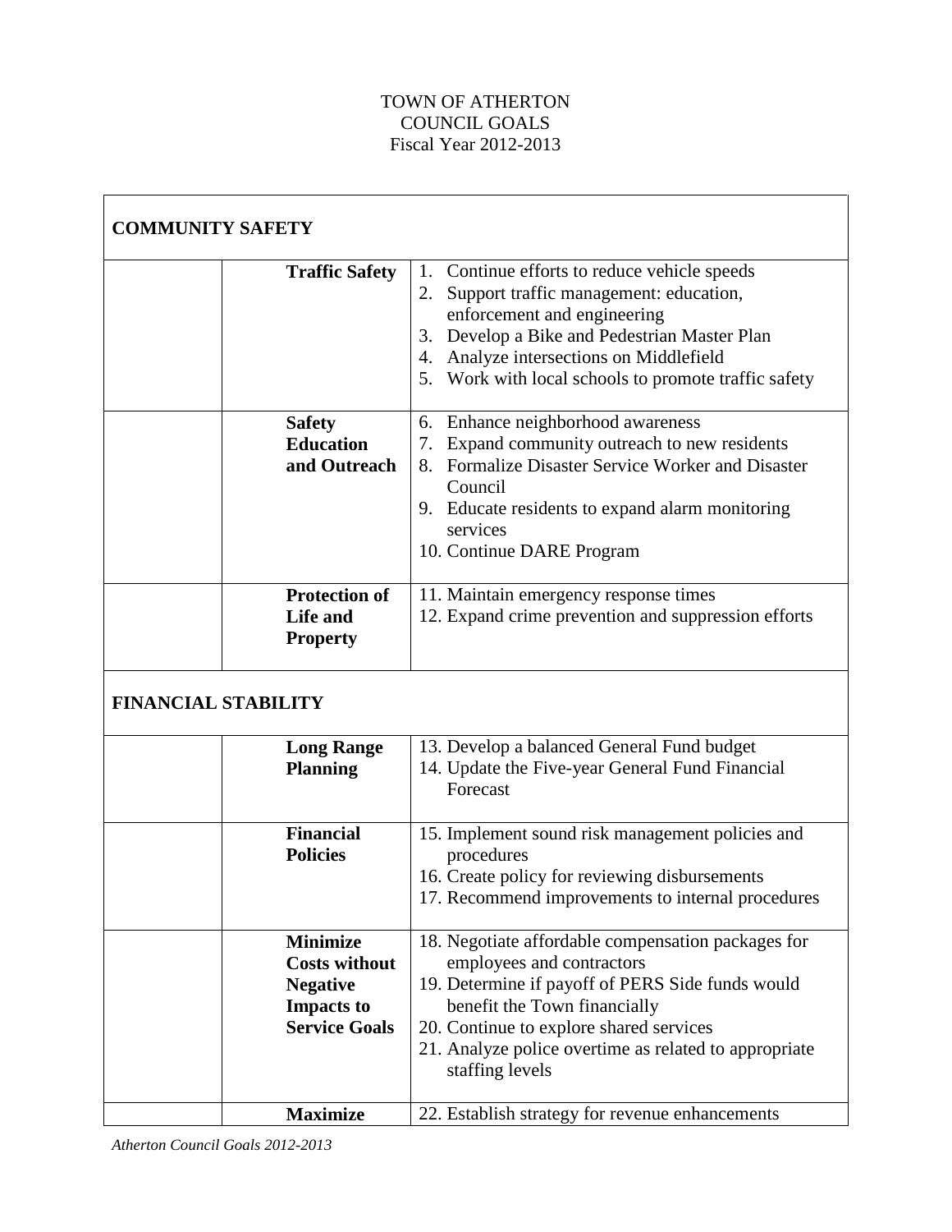TOWN OF ATHERTON
COUNCIL GOALS
Fiscal Year 2012-2013

| COMMUNITY SAFETY | | |
|---|---|---|
| | **Traffic Safety** | 1. Continue efforts to reduce vehicle speeds<br>2. Support traffic management: education, enforcement and engineering<br>3. Develop a Bike and Pedestrian Master Plan<br>4. Analyze intersections on Middlefield<br>5. Work with local schools to promote traffic safety |
| | **Safety Education and Outreach** | 6. Enhance neighborhood awareness<br>7. Expand community outreach to new residents<br>8. Formalize Disaster Service Worker and Disaster Council<br>9. Educate residents to expand alarm monitoring services<br>10. Continue DARE Program |
| | **Protection of Life and Property** | 11. Maintain emergency response times<br>12. Expand crime prevention and suppression efforts |
| **FINANCIAL STABILITY** | | |
| | **Long Range Planning** | 13. Develop a balanced General Fund budget<br>14. Update the Five-year General Fund Financial Forecast |
| | **Financial Policies** | 15. Implement sound risk management policies and procedures<br>16. Create policy for reviewing disbursements<br>17. Recommend improvements to internal procedures |
| | **Minimize Costs without Negative Impacts to Service Goals** | 18. Negotiate affordable compensation packages for employees and contractors<br>19. Determine if payoff of PERS Side funds would benefit the Town financially<br>20. Continue to explore shared services<br>21. Analyze police overtime as related to appropriate staffing levels |
| | **Maximize** | 22. Establish strategy for revenue enhancements |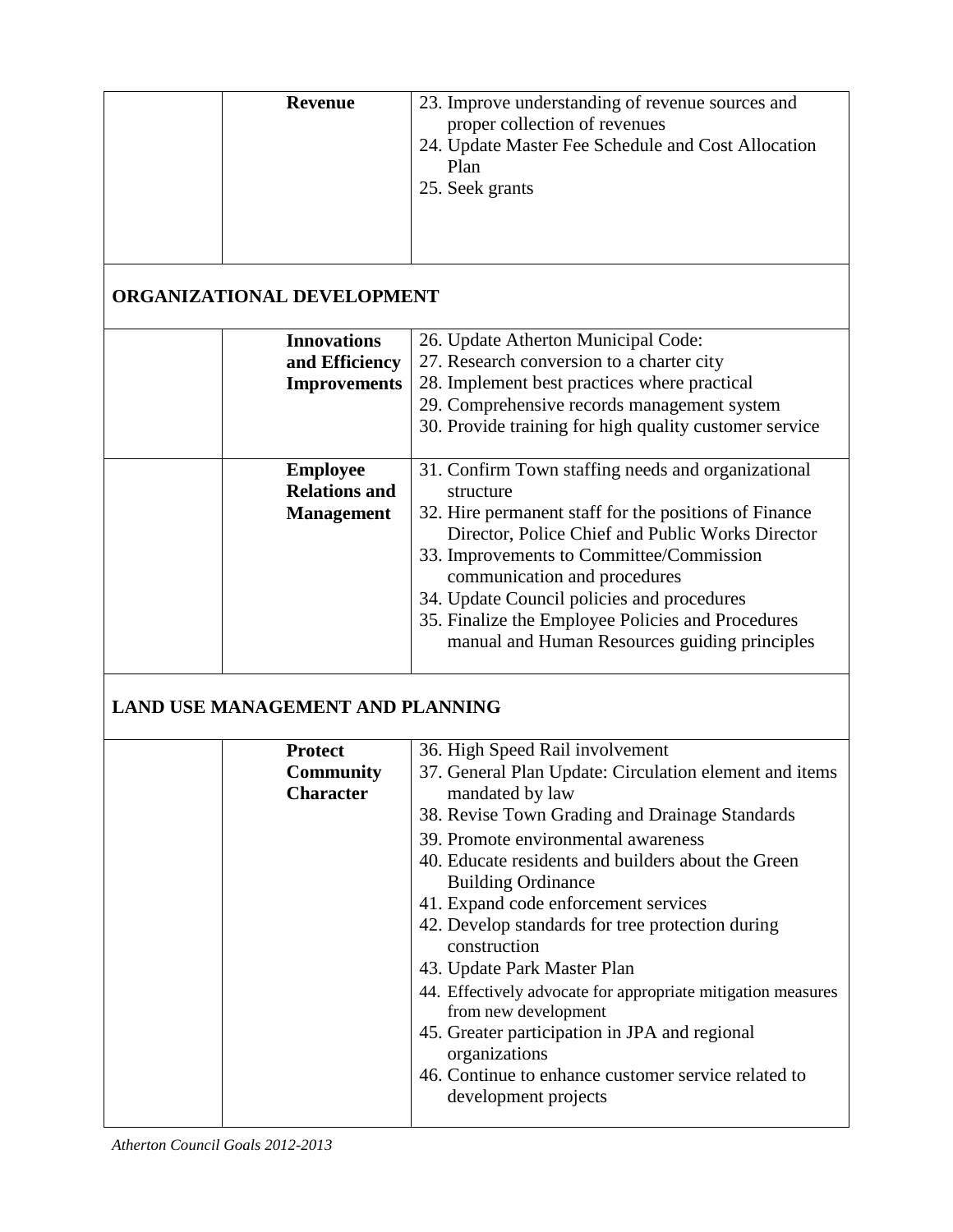| | | |
|---|---|---|
| | **Revenue** | 23. Improve understanding of revenue sources and proper collection of revenues<br>24. Update Master Fee Schedule and Cost Allocation Plan<br>25. Seek grants |
| **ORGANIZATIONAL DEVELOPMENT** | | |
| | **Innovations and Efficiency Improvements** | 26. Update Atherton Municipal Code:<br>27. Research conversion to a charter city<br>28. Implement best practices where practical<br>29. Comprehensive records management system<br>30. Provide training for high quality customer service |
| | **Employee Relations and Management** | 31. Confirm Town staffing needs and organizational structure<br>32. Hire permanent staff for the positions of Finance Director, Police Chief and Public Works Director<br>33. Improvements to Committee/Commission communication and procedures<br>34. Update Council policies and procedures<br>35. Finalize the Employee Policies and Procedures manual and Human Resources guiding principles |
| **LAND USE MANAGEMENT AND PLANNING** | | |
| | **Protect Community Character** | 36. High Speed Rail involvement<br>37. General Plan Update: Circulation element and items mandated by law<br>38. Revise Town Grading and Drainage Standards<br>39. Promote environmental awareness<br>40. Educate residents and builders about the Green Building Ordinance<br>41. Expand code enforcement services<br>42. Develop standards for tree protection during construction<br>43. Update Park Master Plan<br>44. Effectively advocate for appropriate mitigation measures from new development<br>45. Greater participation in JPA and regional organizations<br>46. Continue to enhance customer service related to development projects |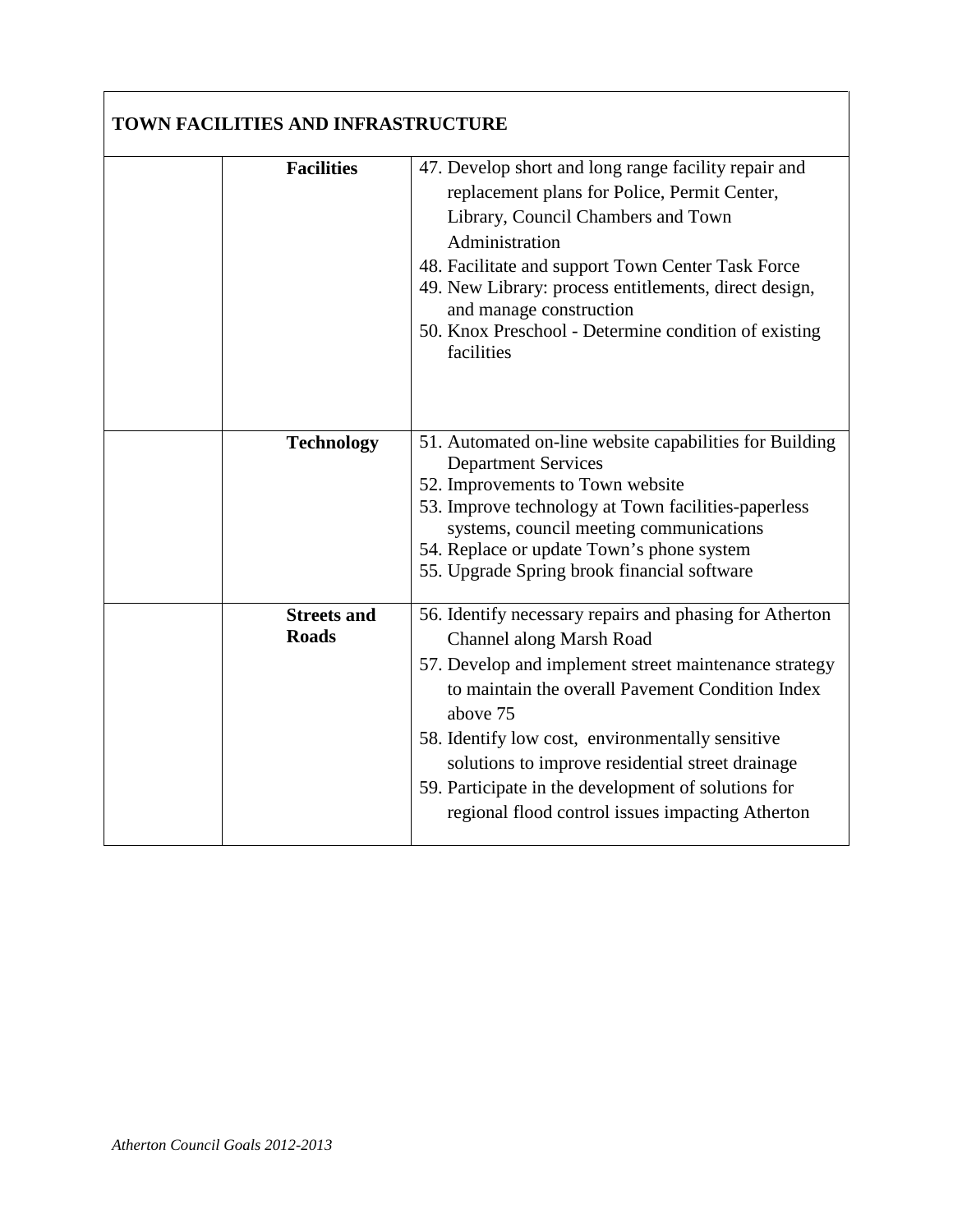| TOWN FACILITIES AND INFRASTRUCTURE | | |
|---|---|---|
| | **Facilities** | 47. Develop short and long range facility repair and replacement plans for Police, Permit Center, Library, Council Chambers and Town Administration<br>48. Facilitate and support Town Center Task Force<br>49. New Library: process entitlements, direct design, and manage construction<br>50. Knox Preschool - Determine condition of existing facilities |
| | **Technology** | 51. Automated on-line website capabilities for Building Department Services<br>52. Improvements to Town website<br>53. Improve technology at Town facilities-paperless systems, council meeting communications<br>54. Replace or update Town's phone system<br>55. Upgrade Spring brook financial software |
| | **Streets and Roads** | 56. Identify necessary repairs and phasing for Atherton Channel along Marsh Road<br>57. Develop and implement street maintenance strategy to maintain the overall Pavement Condition Index above 75<br>58. Identify low cost, environmentally sensitive solutions to improve residential street drainage<br>59. Participate in the development of solutions for regional flood control issues impacting Atherton |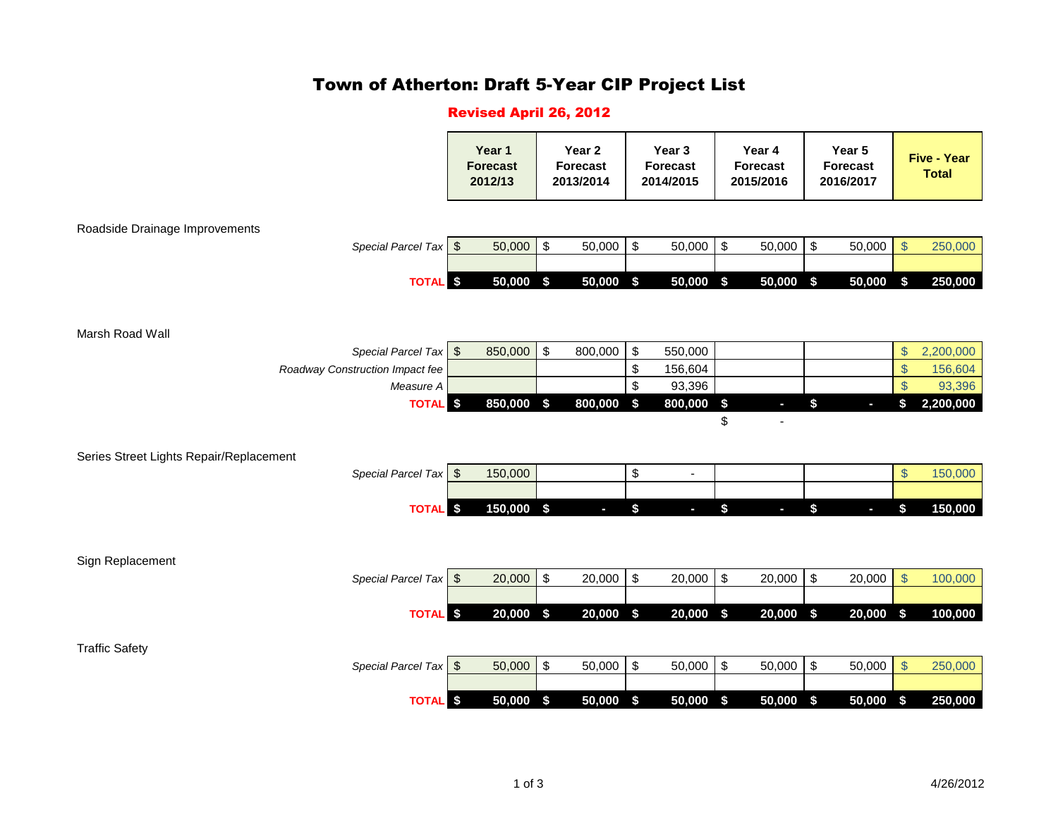# Town of Atherton: Draft 5-Year CIP Project List

## Revised April 26, 2012

| | Year 1 Forecast 2012/13 | Year 2 Forecast 2013/2014 | Year 3 Forecast 2014/2015 | Year 4 Forecast 2015/2016 | Year 5 Forecast 2016/2017 | Five - Year Total |
|---|---|---|---|---|---|---|
| **Roadside Drainage Improvements** | | | | | | |
| *Special Parcel Tax* | $ 50,000 | $ 50,000 | $ 50,000 | $ 50,000 | $ 50,000 | $ 250,000 |
| | | | | | | |
| **TOTAL** | **$ 50,000** | **$ 50,000** | **$ 50,000** | **$ 50,000** | **$ 50,000** | **$ 250,000** |
| **Marsh Road Wall** | | | | | | |
| *Special Parcel Tax* | $ 850,000 | $ 800,000 | $ 550,000 | | | $ 2,200,000 |
| *Roadway Construction Impact fee* | | | $ 156,604 | | | $ 156,604 |
| *Measure A* | | | $ 93,396 | | | $ 93,396 |
| **TOTAL** | **$ 850,000** | **$ 800,000** | **$ 800,000** | **$ -** | **$ -** | **$ 2,200,000** |
| | | | | $ - | | |
| **Series Street Lights Repair/Replacement** | | | | | | |
| *Special Parcel Tax* | $ 150,000 | | $ - | | | $ 150,000 |
| | | | | | | |
| **TOTAL** | **$ 150,000** | **$ -** | **$ -** | **$ -** | **$ -** | **$ 150,000** |
| **Sign Replacement** | | | | | | |
| *Special Parcel Tax* | $ 20,000 | $ 20,000 | $ 20,000 | $ 20,000 | $ 20,000 | $ 100,000 |
| | | | | | | |
| **TOTAL** | **$ 20,000** | **$ 20,000** | **$ 20,000** | **$ 20,000** | **$ 20,000** | **$ 100,000** |
| **Traffic Safety** | | | | | | |
| *Special Parcel Tax* | $ 50,000 | $ 50,000 | $ 50,000 | $ 50,000 | $ 50,000 | $ 250,000 |
| | | | | | | |
| **TOTAL** | **$ 50,000** | **$ 50,000** | **$ 50,000** | **$ 50,000** | **$ 50,000** | **$ 250,000** |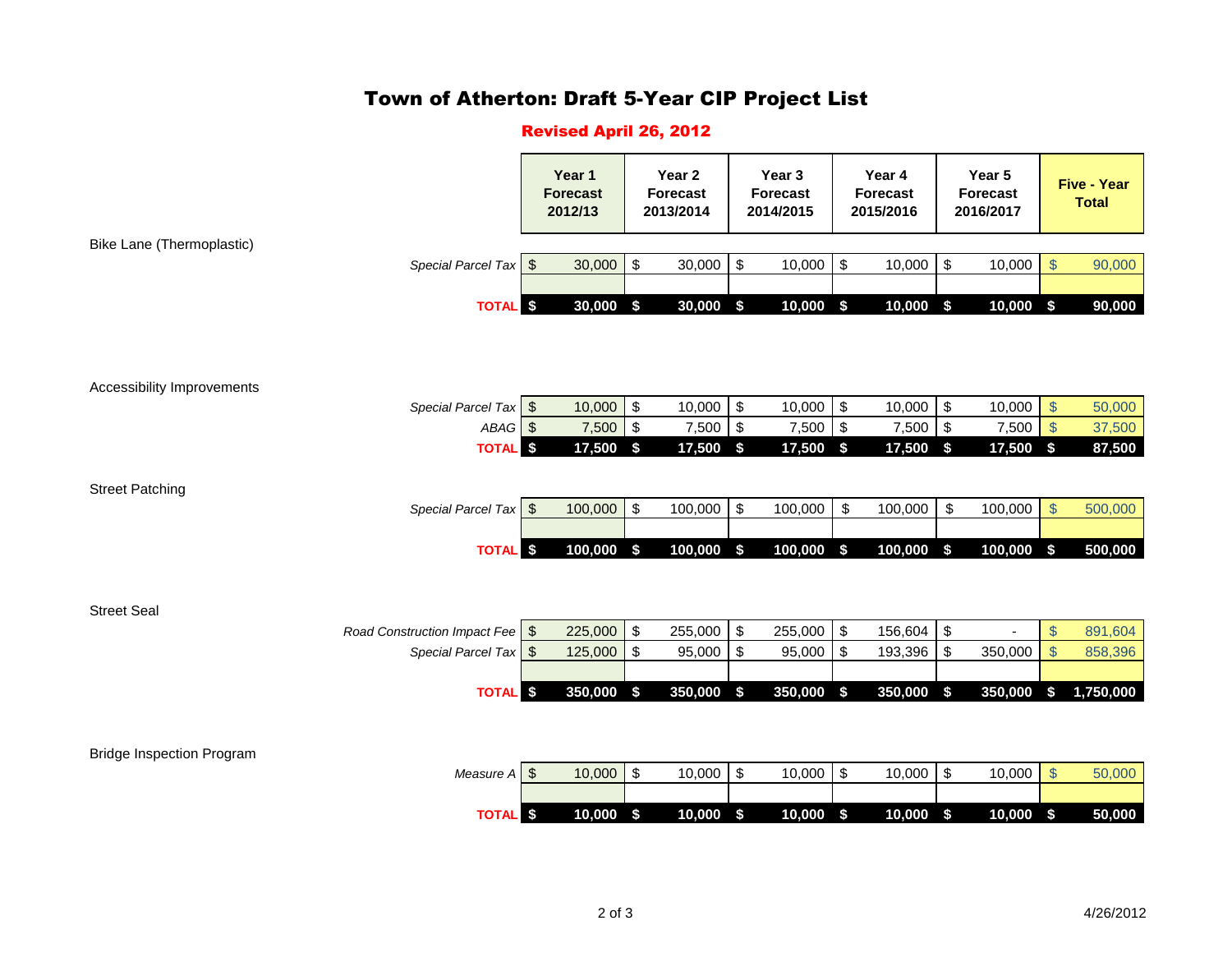# Town of Atherton: Draft 5-Year CIP Project List

## Revised April 26, 2012

| | Year 1 Forecast 2012/13 | Year 2 Forecast 2013/2014 | Year 3 Forecast 2014/2015 | Year 4 Forecast 2015/2016 | Year 5 Forecast 2016/2017 | Five - Year Total |
|---|---|---|---|---|---|---|
| **Bike Lane (Thermoplastic)** | | | | | | |
| *Special Parcel Tax* | $ 30,000 | $ 30,000 | $ 10,000 | $ 10,000 | $ 10,000 | $ 90,000 |
| **TOTAL** | **$ 30,000** | **$ 30,000** | **$ 10,000** | **$ 10,000** | **$ 10,000** | **$ 90,000** |
| **Accessibility Improvements** | | | | | | |
| *Special Parcel Tax* | $ 10,000 | $ 10,000 | $ 10,000 | $ 10,000 | $ 10,000 | $ 50,000 |
| *ABAG* | $ 7,500 | $ 7,500 | $ 7,500 | $ 7,500 | $ 7,500 | $ 37,500 |
| **TOTAL** | **$ 17,500** | **$ 17,500** | **$ 17,500** | **$ 17,500** | **$ 17,500** | **$ 87,500** |
| **Street Patching** | | | | | | |
| *Special Parcel Tax* | $ 100,000 | $ 100,000 | $ 100,000 | $ 100,000 | $ 100,000 | $ 500,000 |
| **TOTAL** | **$ 100,000** | **$ 100,000** | **$ 100,000** | **$ 100,000** | **$ 100,000** | **$ 500,000** |
| **Street Seal** | | | | | | |
| *Road Construction Impact Fee* | $ 225,000 | $ 255,000 | $ 255,000 | $ 156,604 | $ - | $ 891,604 |
| *Special Parcel Tax* | $ 125,000 | $ 95,000 | $ 95,000 | $ 193,396 | $ 350,000 | $ 858,396 |
| **TOTAL** | **$ 350,000** | **$ 350,000** | **$ 350,000** | **$ 350,000** | **$ 350,000** | **$ 1,750,000** |
| **Bridge Inspection Program** | | | | | | |
| *Measure A* | $ 10,000 | $ 10,000 | $ 10,000 | $ 10,000 | $ 10,000 | $ 50,000 |
| **TOTAL** | **$ 10,000** | **$ 10,000** | **$ 10,000** | **$ 10,000** | **$ 10,000** | **$ 50,000** |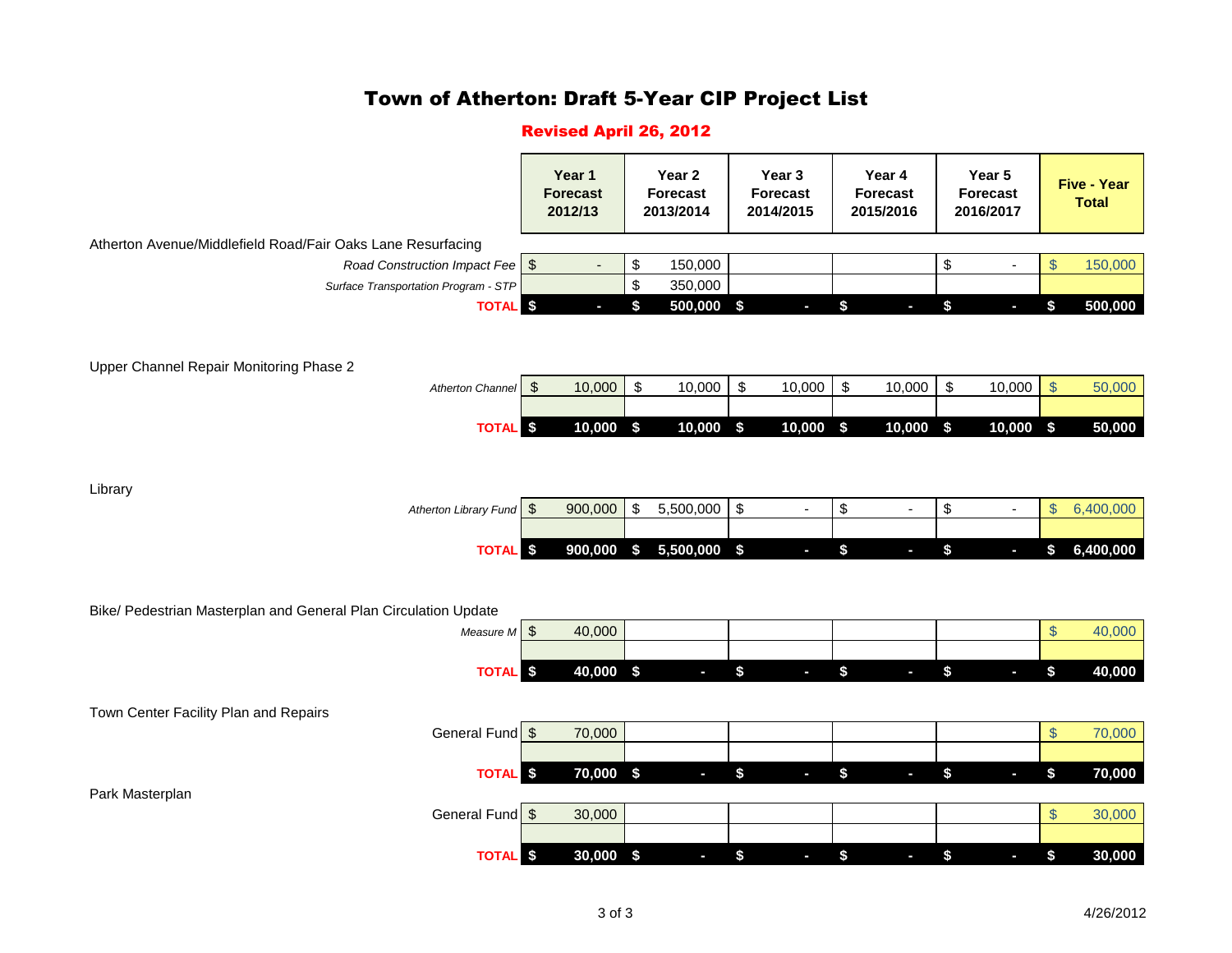# Town of Atherton: Draft 5-Year CIP Project List

## Revised April 26, 2012

| | Year 1 Forecast 2012/13 | Year 2 Forecast 2013/2014 | Year 3 Forecast 2014/2015 | Year 4 Forecast 2015/2016 | Year 5 Forecast 2016/2017 | Five - Year Total |
|---|---|---|---|---|---|---|
| **Atherton Avenue/Middlefield Road/Fair Oaks Lane Resurfacing** | | | | | | |
| *Road Construction Impact Fee* | $ - | $ 150,000 | | | $ - | $ 150,000 |
| *Surface Transportation Program - STP* | | $ 350,000 | | | | |
| **TOTAL** | **$ -** | **$ 500,000** | **$ -** | **$ -** | **$ -** | **$ 500,000** |
| **Upper Channel Repair Monitoring Phase 2** | | | | | | |
| *Atherton Channel* | $ 10,000 | $ 10,000 | $ 10,000 | $ 10,000 | $ 10,000 | $ 50,000 |
| **TOTAL** | **$ 10,000** | **$ 10,000** | **$ 10,000** | **$ 10,000** | **$ 10,000** | **$ 50,000** |
| **Library** | | | | | | |
| *Atherton Library Fund* | $ 900,000 | $ 5,500,000 | $ - | $ - | $ - | $ 6,400,000 |
| **TOTAL** | **$ 900,000** | **$ 5,500,000** | **$ -** | **$ -** | **$ -** | **$ 6,400,000** |
| **Bike/ Pedestrian Masterplan and General Plan Circulation Update** | | | | | | |
| *Measure M* | $ 40,000 | | | | | $ 40,000 |
| **TOTAL** | **$ 40,000** | **$ -** | **$ -** | **$ -** | **$ -** | **$ 40,000** |
| **Town Center Facility Plan and Repairs** | | | | | | |
| General Fund | $ 70,000 | | | | | $ 70,000 |
| **TOTAL** | **$ 70,000** | **$ -** | **$ -** | **$ -** | **$ -** | **$ 70,000** |
| **Park Masterplan** | | | | | | |
| General Fund | $ 30,000 | | | | | $ 30,000 |
| **TOTAL** | **$ 30,000** | **$ -** | **$ -** | **$ -** | **$ -** | **$ 30,000** |